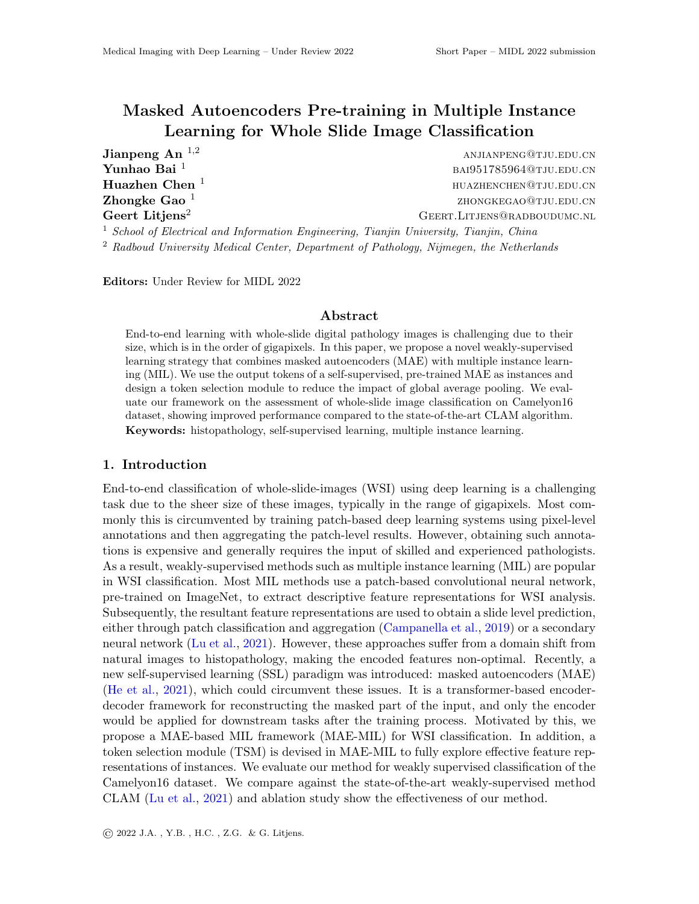# Masked Autoencoders Pre-training in Multiple Instance Learning for Whole Slide Image Classification

**Jianpeng An** [1,2] ANJIANPENG@TJU.EDU.CN
**Yunhao Bai** [1] BAI951785964@TJU.EDU.CN
**Huazhen Chen** [1] HUAZHENCHEN@TJU.EDU.CN
**Zhongke Gao** [1] ZHONGKEGAO@TJU.EDU.CN
**Geert Litjens**[2] GEERT.LITJENS@RADBOUDUMC.NL

[1] *School of Electrical and Information Engineering, Tianjin University, Tianjin, China*

[2] *Radboud University Medical Center, Department of Pathology, Nijmegen, the Netherlands*

**Editors:** Under Review for MIDL 2022

## Abstract

End-to-end learning with whole-slide digital pathology images is challenging due to their size, which is in the order of gigapixels. In this paper, we propose a novel weakly-supervised learning strategy that combines masked autoencoders (MAE) with multiple instance learning (MIL). We use the output tokens of a self-supervised, pre-trained MAE as instances and design a token selection module to reduce the impact of global average pooling. We evaluate our framework on the assessment of whole-slide image classification on Camelyon16 dataset, showing improved performance compared to the state-of-the-art CLAM algorithm.

**Keywords:** histopathology, self-supervised learning, multiple instance learning.

## 1. Introduction

End-to-end classification of whole-slide-images (WSI) using deep learning is a challenging task due to the sheer size of these images, typically in the range of gigapixels. Most commonly this is circumvented by training patch-based deep learning systems using pixel-level annotations and then aggregating the patch-level results. However, obtaining such annotations is expensive and generally requires the input of skilled and experienced pathologists. As a result, weakly-supervised methods such as multiple instance learning (MIL) are popular in WSI classification. Most MIL methods use a patch-based convolutional neural network, pre-trained on ImageNet, to extract descriptive feature representations for WSI analysis. Subsequently, the resultant feature representations are used to obtain a slide level prediction, either through patch classification and aggregation (Campanella et al., 2019) or a secondary neural network (Lu et al., 2021). However, these approaches suffer from a domain shift from natural images to histopathology, making the encoded features non-optimal. Recently, a new self-supervised learning (SSL) paradigm was introduced: masked autoencoders (MAE) (He et al., 2021), which could circumvent these issues. It is a transformer-based encoder-decoder framework for reconstructing the masked part of the input, and only the encoder would be applied for downstream tasks after the training process. Motivated by this, we propose a MAE-based MIL framework (MAE-MIL) for WSI classification. In addition, a token selection module (TSM) is devised in MAE-MIL to fully explore effective feature representations of instances. We evaluate our method for weakly supervised classification of the Camelyon16 dataset. We compare against the state-of-the-art weakly-supervised method CLAM (Lu et al., 2021) and ablation study show the effectiveness of our method.

© 2022 J.A. , Y.B. , H.C. , Z.G. & G. Litjens.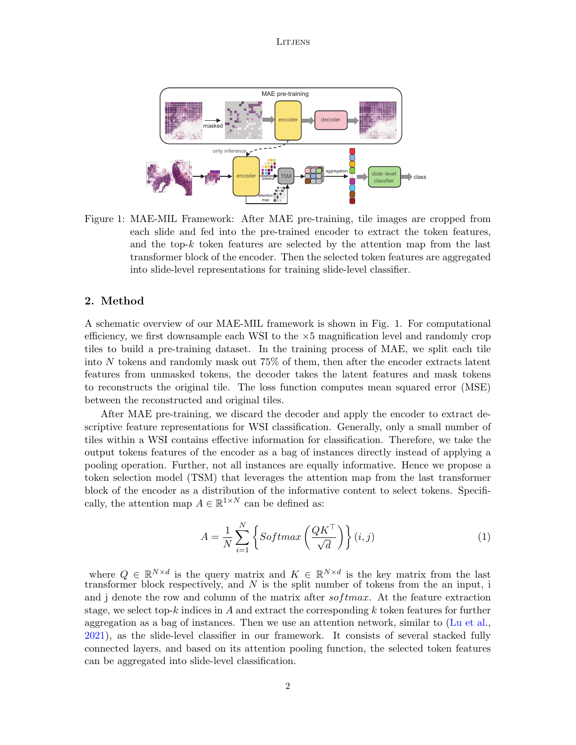Figure 1: MAE-MIL Framework: After MAE pre-training, tile images are cropped from each slide and fed into the pre-trained encoder to extract the token features, and the top-$k$ token features are selected by the attention map from the last transformer block of the encoder. Then the selected token features are aggregated into slide-level representations for training slide-level classifier.

## 2. Method

A schematic overview of our MAE-MIL framework is shown in Fig. 1. For computational efficiency, we first downsample each WSI to the $\times 5$ magnification level and randomly crop tiles to build a pre-training dataset. In the training process of MAE, we split each tile into $N$ tokens and randomly mask out 75% of them, then after the encoder extracts latent features from unmasked tokens, the decoder takes the latent features and mask tokens to reconstructs the original tile. The loss function computes mean squared error (MSE) between the reconstructed and original tiles.

After MAE pre-training, we discard the decoder and apply the encoder to extract descriptive feature representations for WSI classification. Generally, only a small number of tiles within a WSI contains effective information for classification. Therefore, we take the output tokens features of the encoder as a bag of instances directly instead of applying a pooling operation. Further, not all instances are equally informative. Hence we propose a token selection model (TSM) that leverages the attention map from the last transformer block of the encoder as a distribution of the informative content to select tokens. Specifically, the attention map $A \in \mathbb{R}^{1 \times N}$ can be defined as:

$$A = \frac{1}{N} \sum_{i=1}^{N} \left\{ Softmax\left( \frac{QK^\top}{\sqrt{d}} \right) \right\} (i, j) \tag{1}$$

where $Q \in \mathbb{R}^{N \times d}$ is the query matrix and $K \in \mathbb{R}^{N \times d}$ is the key matrix from the last transformer block respectively, and $N$ is the split number of tokens from the an input, i and j denote the row and column of the matrix after $softmax$. At the feature extraction stage, we select top-$k$ indices in $A$ and extract the corresponding $k$ token features for further aggregation as a bag of instances. Then we use an attention network, similar to (Lu et al., 2021), as the slide-level classifier in our framework. It consists of several stacked fully connected layers, and based on its attention pooling function, the selected token features can be aggregated into slide-level classification.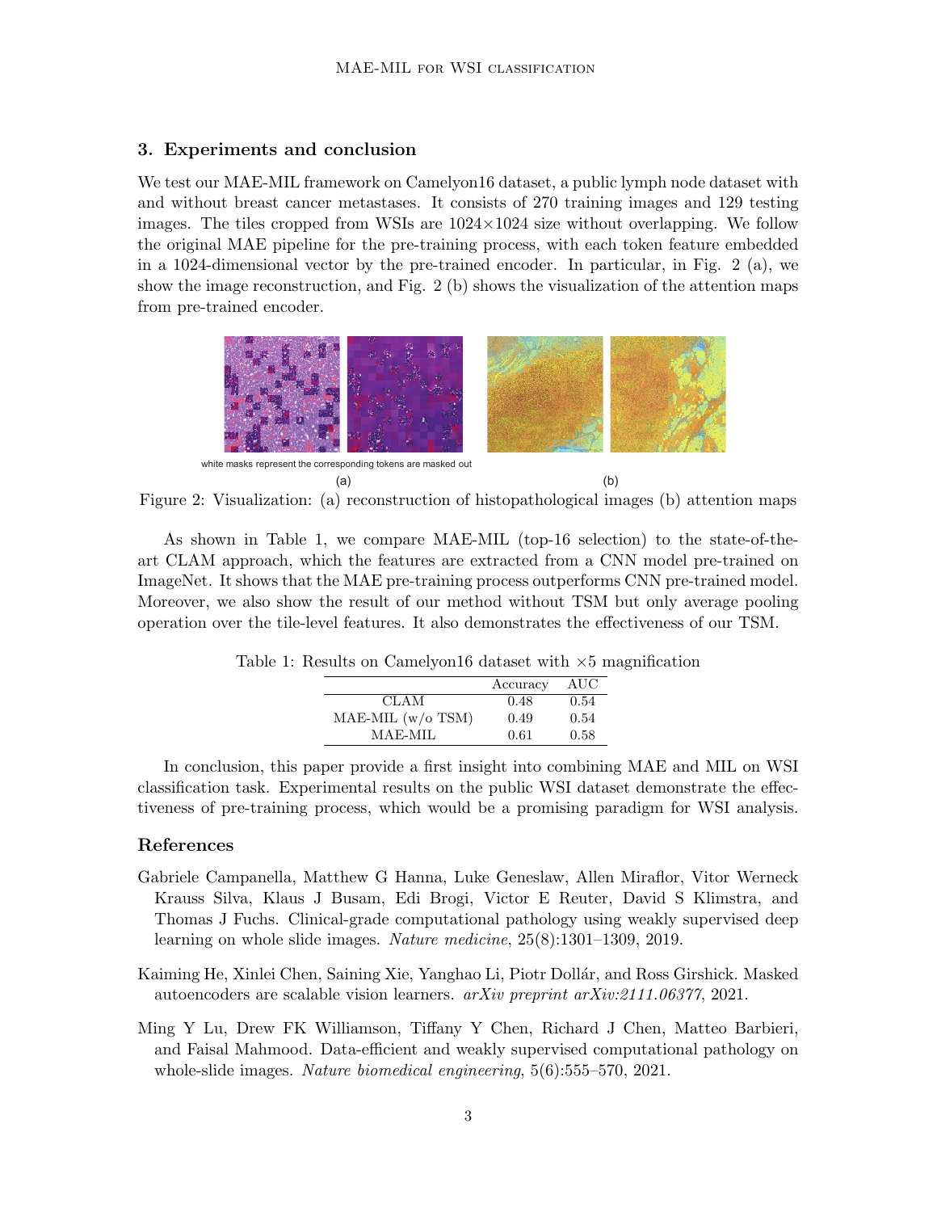## 3. Experiments and conclusion

We test our MAE-MIL framework on Camelyon16 dataset, a public lymph node dataset with and without breast cancer metastases. It consists of 270 training images and 129 testing images. The tiles cropped from WSIs are $1024 \times 1024$ size without overlapping. We follow the original MAE pipeline for the pre-training process, with each token feature embedded in a 1024-dimensional vector by the pre-trained encoder. In particular, in Fig. 2 (a), we show the image reconstruction, and Fig. 2 (b) shows the visualization of the attention maps from pre-trained encoder.

white masks represent the corresponding tokens are masked out

(a)

(b)

Figure 2: Visualization: (a) reconstruction of histopathological images (b) attention maps

As shown in Table 1, we compare MAE-MIL (top-16 selection) to the state-of-the-art CLAM approach, which the features are extracted from a CNN model pre-trained on ImageNet. It shows that the MAE pre-training process outperforms CNN pre-trained model. Moreover, we also show the result of our method without TSM but only average pooling operation over the tile-level features. It also demonstrates the effectiveness of our TSM.

Table 1: Results on Camelyon16 dataset with $\times 5$ magnification

| | Accuracy | AUC |
|---|---|---|
| CLAM | 0.48 | 0.54 |
| MAE-MIL (w/o TSM) | 0.49 | 0.54 |
| MAE-MIL | 0.61 | 0.58 |

In conclusion, this paper provide a first insight into combining MAE and MIL on WSI classification task. Experimental results on the public WSI dataset demonstrate the effectiveness of pre-training process, which would be a promising paradigm for WSI analysis.

## References

Gabriele Campanella, Matthew G Hanna, Luke Geneslaw, Allen Miraflor, Vitor Werneck Krauss Silva, Klaus J Busam, Edi Brogi, Victor E Reuter, David S Klimstra, and Thomas J Fuchs. Clinical-grade computational pathology using weakly supervised deep learning on whole slide images. *Nature medicine*, 25(8):1301–1309, 2019.

Kaiming He, Xinlei Chen, Saining Xie, Yanghao Li, Piotr Dollár, and Ross Girshick. Masked autoencoders are scalable vision learners. *arXiv preprint arXiv:2111.06377*, 2021.

Ming Y Lu, Drew FK Williamson, Tiffany Y Chen, Richard J Chen, Matteo Barbieri, and Faisal Mahmood. Data-efficient and weakly supervised computational pathology on whole-slide images. *Nature biomedical engineering*, 5(6):555–570, 2021.